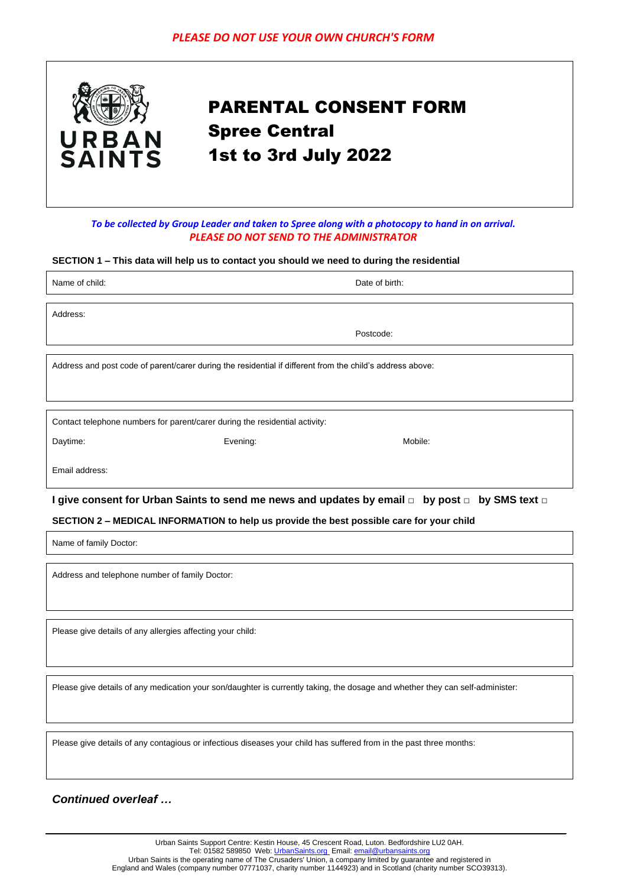***PLEASE DO NOT USE YOUR OWN CHURCH'S FORM***

URBAN SAINTS

# PARENTAL CONSENT FORM
## Spree Central
## 1st to 3rd July 2022

*To be collected by Group Leader and taken to Spree along with a photocopy to hand in on arrival.*
***PLEASE DO NOT SEND TO THE ADMINISTRATOR***

**SECTION 1 – This data will help us to contact you should we need to during the residential**

Name of child: Date of birth:

Address:

Postcode:

Address and post code of parent/carer during the residential if different from the child's address above:

Contact telephone numbers for parent/carer during the residential activity:

Daytime: Evening: Mobile:

Email address:

**I give consent for Urban Saints to send me news and updates by email □ by post □ by SMS text □**

**SECTION 2 – MEDICAL INFORMATION to help us provide the best possible care for your child**

Name of family Doctor:

Address and telephone number of family Doctor:

Please give details of any allergies affecting your child:

Please give details of any medication your son/daughter is currently taking, the dosage and whether they can self-administer:

Please give details of any contagious or infectious diseases your child has suffered from in the past three months:

***Continued overleaf …***

Urban Saints Support Centre: Kestin House, 45 Crescent Road, Luton. Bedfordshire LU2 0AH.
Tel: 01582 589850 Web: UrbanSaints.org Email: email@urbansaints.org
Urban Saints is the operating name of The Crusaders' Union, a company limited by guarantee and registered in England and Wales (company number 07771037, charity number 1144923) and in Scotland (charity number SCO39313).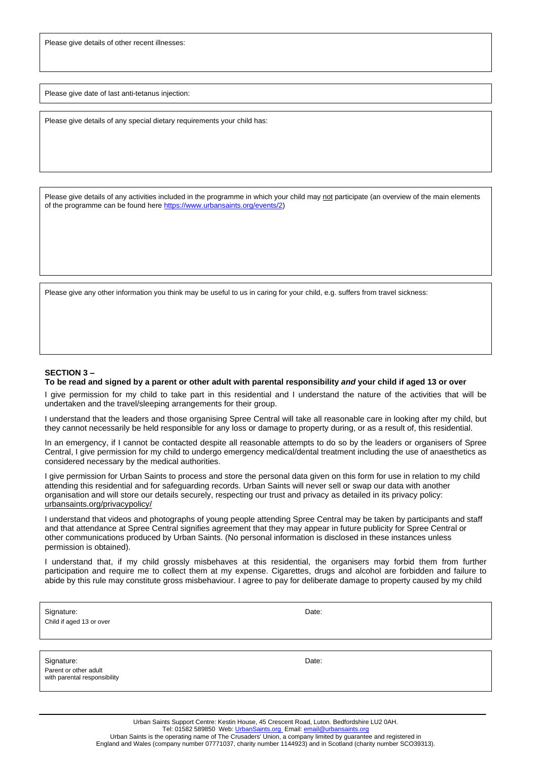Please give details of other recent illnesses:

Please give date of last anti-tetanus injection:

Please give details of any special dietary requirements your child has:

Please give details of any activities included in the programme in which your child may not participate (an overview of the main elements of the programme can be found here https://www.urbansaints.org/events/2)

Please give any other information you think may be useful to us in caring for your child, e.g. suffers from travel sickness:

**SECTION 3 –**

**To be read and signed by a parent or other adult with parental responsibility *and* your child if aged 13 or over**

I give permission for my child to take part in this residential and I understand the nature of the activities that will be undertaken and the travel/sleeping arrangements for their group.

I understand that the leaders and those organising Spree Central will take all reasonable care in looking after my child, but they cannot necessarily be held responsible for any loss or damage to property during, or as a result of, this residential.

In an emergency, if I cannot be contacted despite all reasonable attempts to do so by the leaders or organisers of Spree Central, I give permission for my child to undergo emergency medical/dental treatment including the use of anaesthetics as considered necessary by the medical authorities.

I give permission for Urban Saints to process and store the personal data given on this form for use in relation to my child attending this residential and for safeguarding records. Urban Saints will never sell or swap our data with another organisation and will store our details securely, respecting our trust and privacy as detailed in its privacy policy: urbansaints.org/privacypolicy/

I understand that videos and photographs of young people attending Spree Central may be taken by participants and staff and that attendance at Spree Central signifies agreement that they may appear in future publicity for Spree Central or other communications produced by Urban Saints. (No personal information is disclosed in these instances unless permission is obtained).

I understand that, if my child grossly misbehaves at this residential, the organisers may forbid them from further participation and require me to collect them at my expense. Cigarettes, drugs and alcohol are forbidden and failure to abide by this rule may constitute gross misbehaviour. I agree to pay for deliberate damage to property caused by my child

Signature:
Child if aged 13 or over

Date:

Signature:
Parent or other adult
with parental responsibility

Date:

Urban Saints Support Centre: Kestin House, 45 Crescent Road, Luton. Bedfordshire LU2 0AH.
Tel: 01582 589850 Web: UrbanSaints.org Email: email@urbansaints.org
Urban Saints is the operating name of The Crusaders' Union, a company limited by guarantee and registered in England and Wales (company number 07771037, charity number 1144923) and in Scotland (charity number SCO39313).